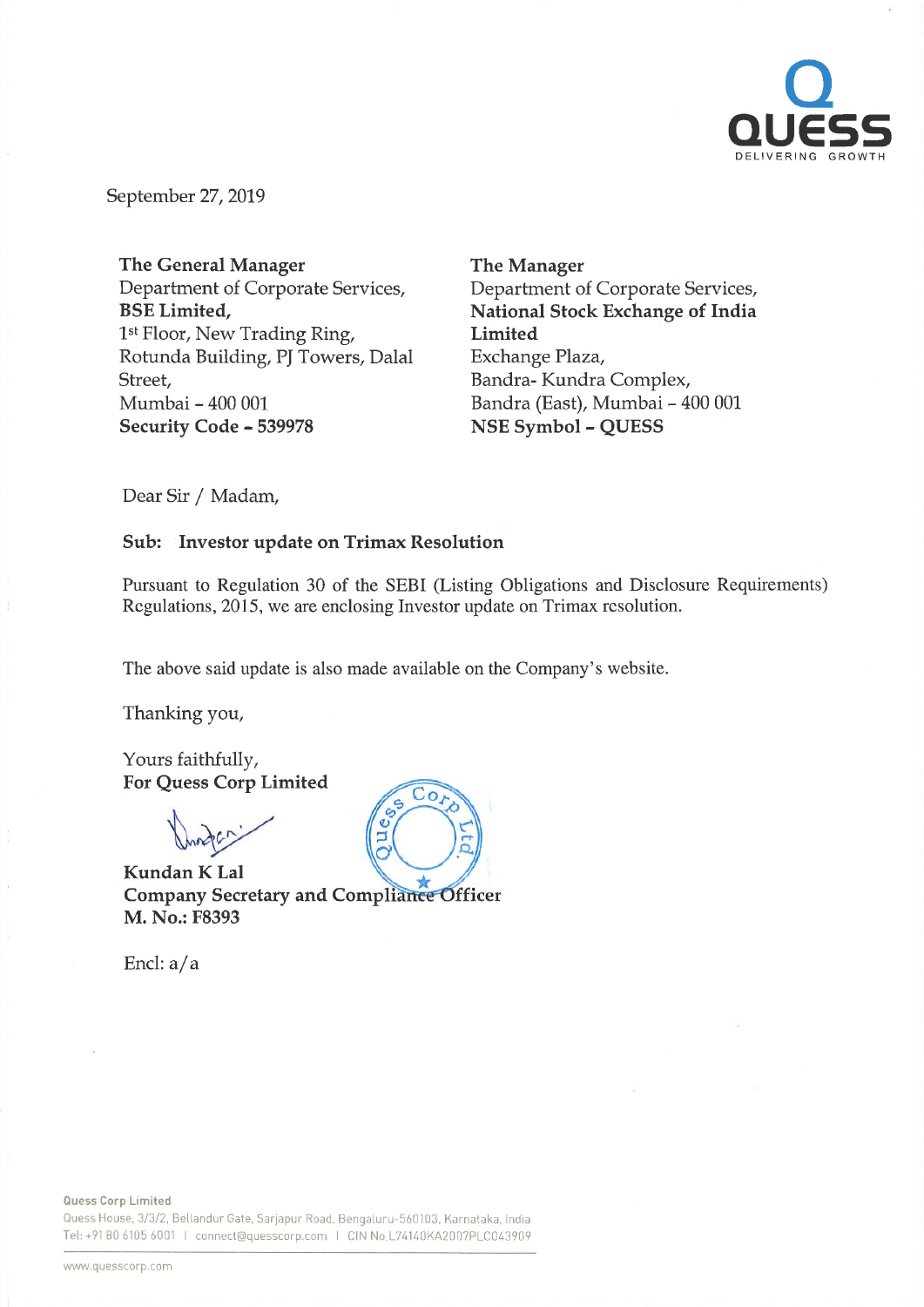September 27, 2019

**The General Manager**
Department of Corporate Services,
**BSE Limited,**
1st Floor, New Trading Ring,
Rotunda Building, PJ Towers, Dalal Street,
Mumbai – 400 001
**Security Code – 539978**

**The Manager**
Department of Corporate Services,
**National Stock Exchange of India Limited**
Exchange Plaza,
Bandra- Kundra Complex,
Bandra (East), Mumbai – 400 001
**NSE Symbol – QUESS**

Dear Sir / Madam,

**Sub: Investor update on Trimax Resolution**

Pursuant to Regulation 30 of the SEBI (Listing Obligations and Disclosure Requirements) Regulations, 2015, we are enclosing Investor update on Trimax resolution.

The above said update is also made available on the Company's website.

Thanking you,

Yours faithfully,
**For Quess Corp Limited**

**Kundan K Lal**
**Company Secretary and Compliance Officer**
**M. No.: F8393**

Encl: a/a

**Quess Corp Limited**
Quess House, 3/3/2, Bellandur Gate, Sarjapur Road, Bengaluru-560103, Karnataka, India
Tel: +91 80 6105 6001 | connect@quesscorp.com | CIN No.L74140KA2007PLC043909

www.quesscorp.com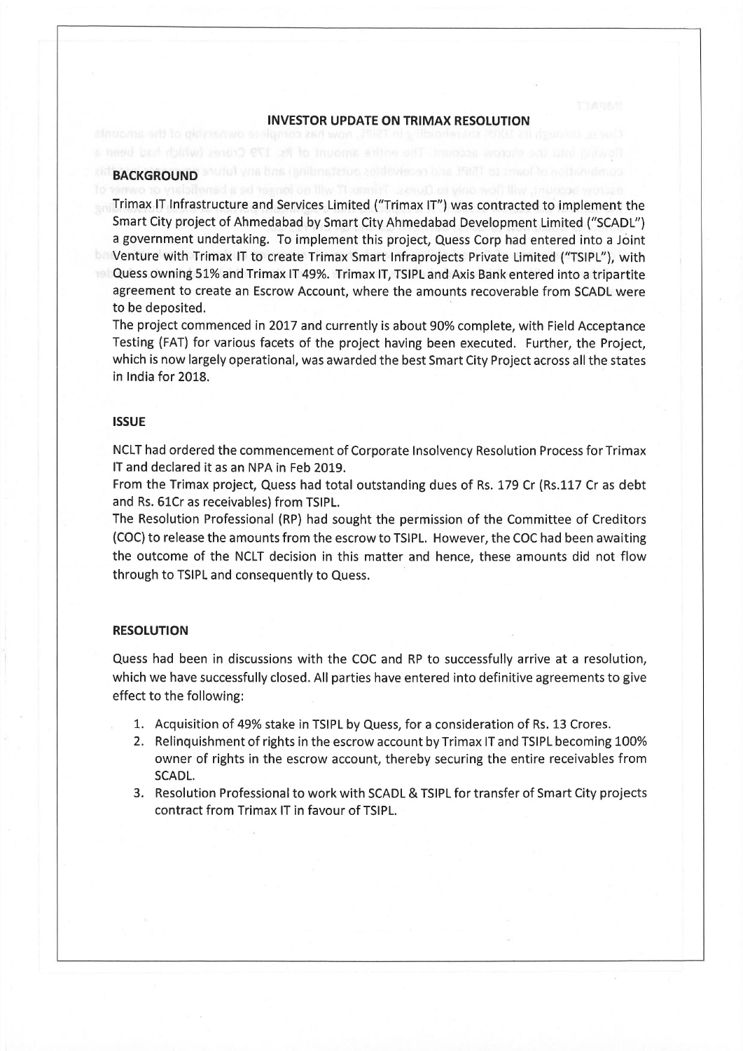# INVESTOR UPDATE ON TRIMAX RESOLUTION

## BACKGROUND

Trimax IT Infrastructure and Services Limited ("Trimax IT") was contracted to implement the Smart City project of Ahmedabad by Smart City Ahmedabad Development Limited ("SCADL") a government undertaking. To implement this project, Quess Corp had entered into a Joint Venture with Trimax IT to create Trimax Smart Infraprojects Private Limited ("TSIPL"), with Quess owning 51% and Trimax IT 49%. Trimax IT, TSIPL and Axis Bank entered into a tripartite agreement to create an Escrow Account, where the amounts recoverable from SCADL were to be deposited.

The project commenced in 2017 and currently is about 90% complete, with Field Acceptance Testing (FAT) for various facets of the project having been executed. Further, the Project, which is now largely operational, was awarded the best Smart City Project across all the states in India for 2018.

## ISSUE

NCLT had ordered the commencement of Corporate Insolvency Resolution Process for Trimax IT and declared it as an NPA in Feb 2019.

From the Trimax project, Quess had total outstanding dues of Rs. 179 Cr (Rs.117 Cr as debt and Rs. 61Cr as receivables) from TSIPL.

The Resolution Professional (RP) had sought the permission of the Committee of Creditors (COC) to release the amounts from the escrow to TSIPL. However, the COC had been awaiting the outcome of the NCLT decision in this matter and hence, these amounts did not flow through to TSIPL and consequently to Quess.

## RESOLUTION

Quess had been in discussions with the COC and RP to successfully arrive at a resolution, which we have successfully closed. All parties have entered into definitive agreements to give effect to the following:

1. Acquisition of 49% stake in TSIPL by Quess, for a consideration of Rs. 13 Crores.
2. Relinquishment of rights in the escrow account by Trimax IT and TSIPL becoming 100% owner of rights in the escrow account, thereby securing the entire receivables from SCADL.
3. Resolution Professional to work with SCADL & TSIPL for transfer of Smart City projects contract from Trimax IT in favour of TSIPL.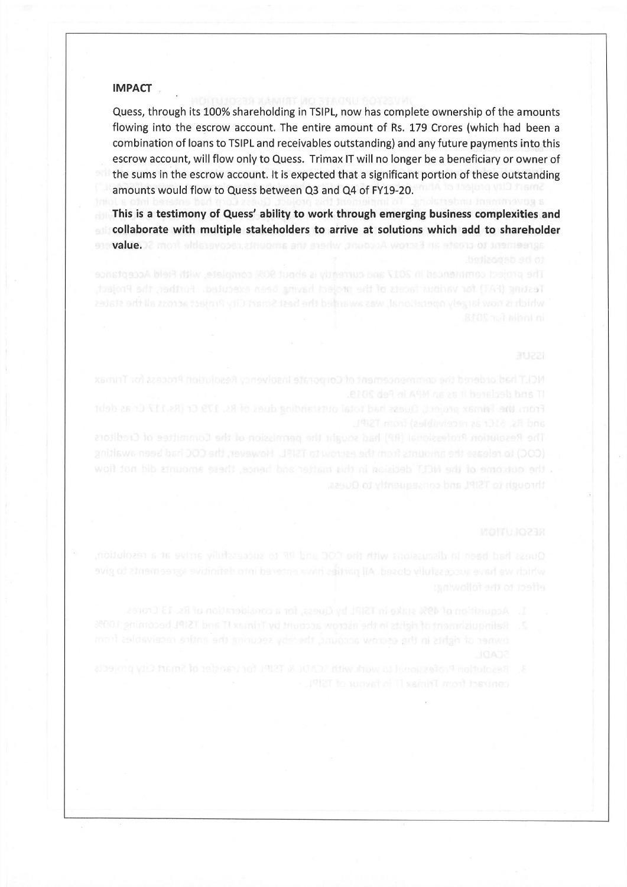**IMPACT**

Quess, through its 100% shareholding in TSIPL, now has complete ownership of the amounts flowing into the escrow account. The entire amount of Rs. 179 Crores (which had been a combination of loans to TSIPL and receivables outstanding) and any future payments into this escrow account, will flow only to Quess. Trimax IT will no longer be a beneficiary or owner of the sums in the escrow account. It is expected that a significant portion of these outstanding amounts would flow to Quess between Q3 and Q4 of FY19-20.

**This is a testimony of Quess' ability to work through emerging business complexities and collaborate with multiple stakeholders to arrive at solutions which add to shareholder value.**